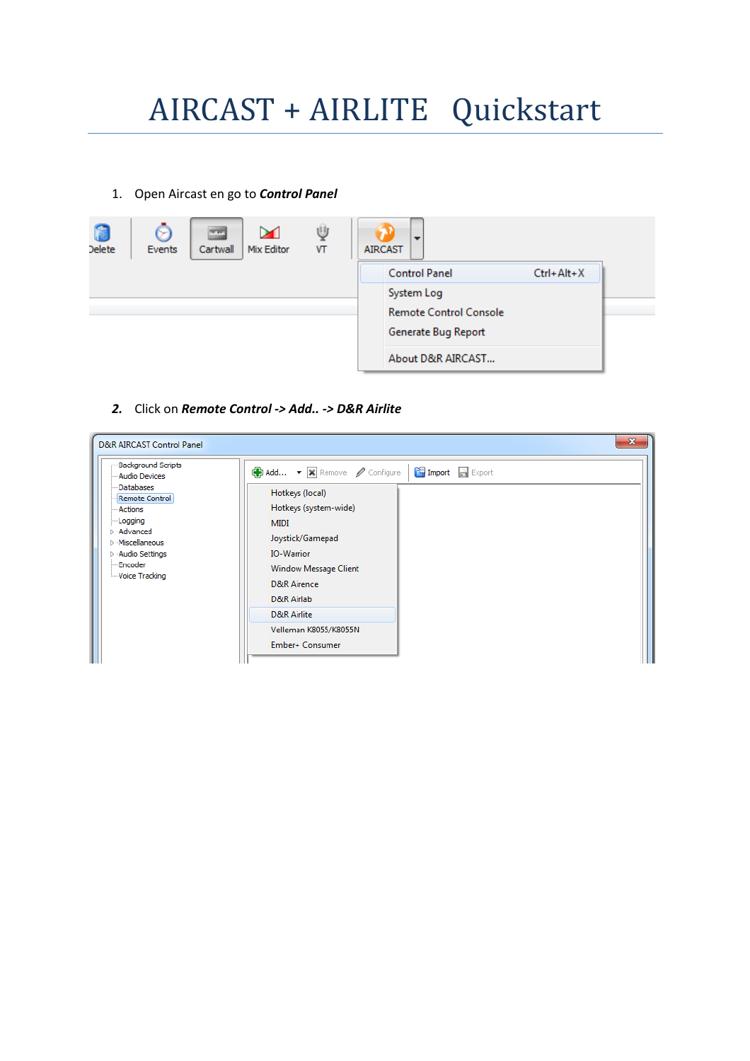# AIRCAST + AIRLITE Quickstart

1. Open Aircast en go to ***Control Panel***

2. Click on ***Remote Control -> Add.. -> D&R Airlite***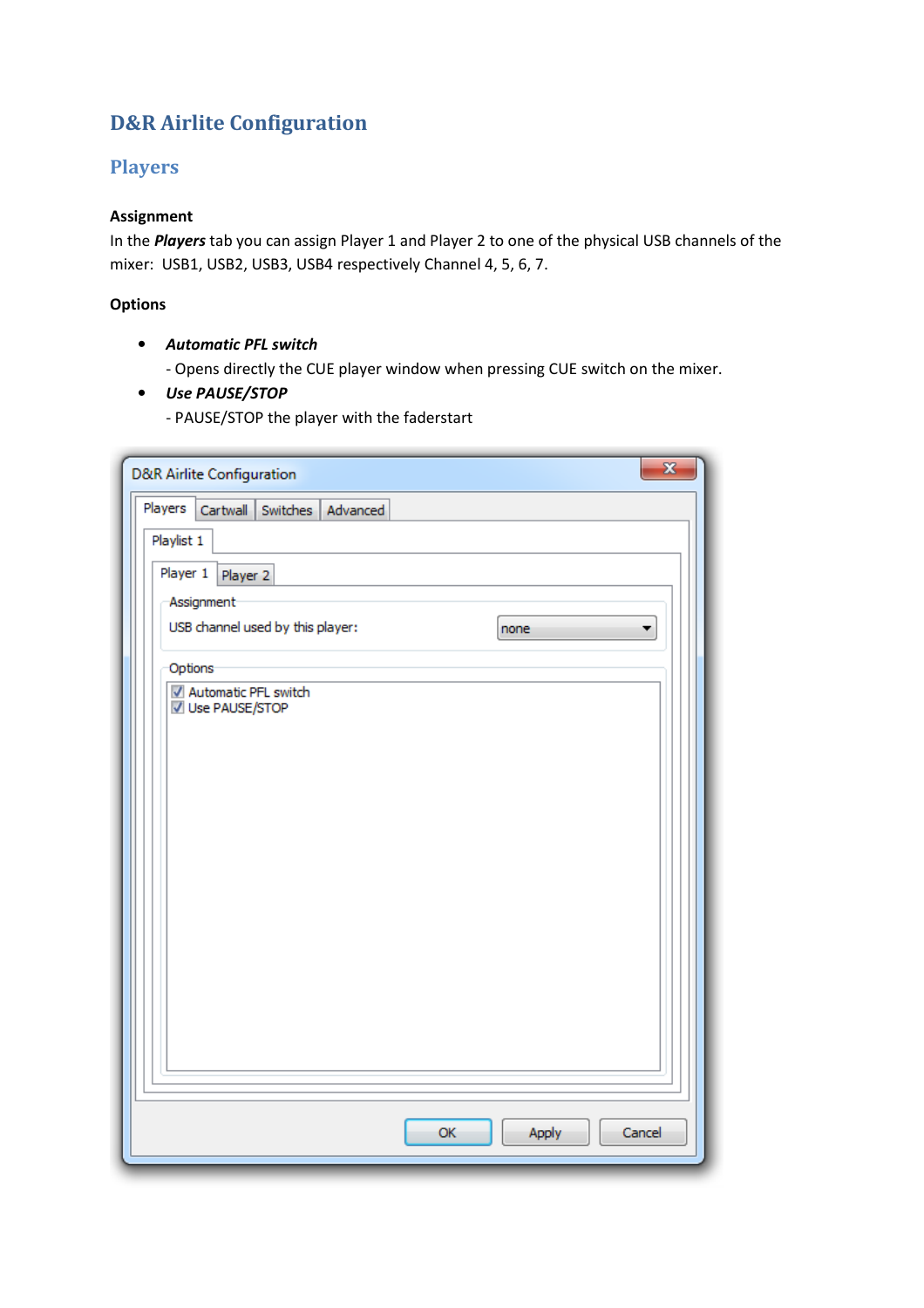# D&R Airlite Configuration

## Players

**Assignment**

In the ***Players*** tab you can assign Player 1 and Player 2 to one of the physical USB channels of the mixer: USB1, USB2, USB3, USB4 respectively Channel 4, 5, 6, 7.

**Options**

- ***Automatic PFL switch***
  - Opens directly the CUE player window when pressing CUE switch on the mixer.
- ***Use PAUSE/STOP***
  - PAUSE/STOP the player with the faderstart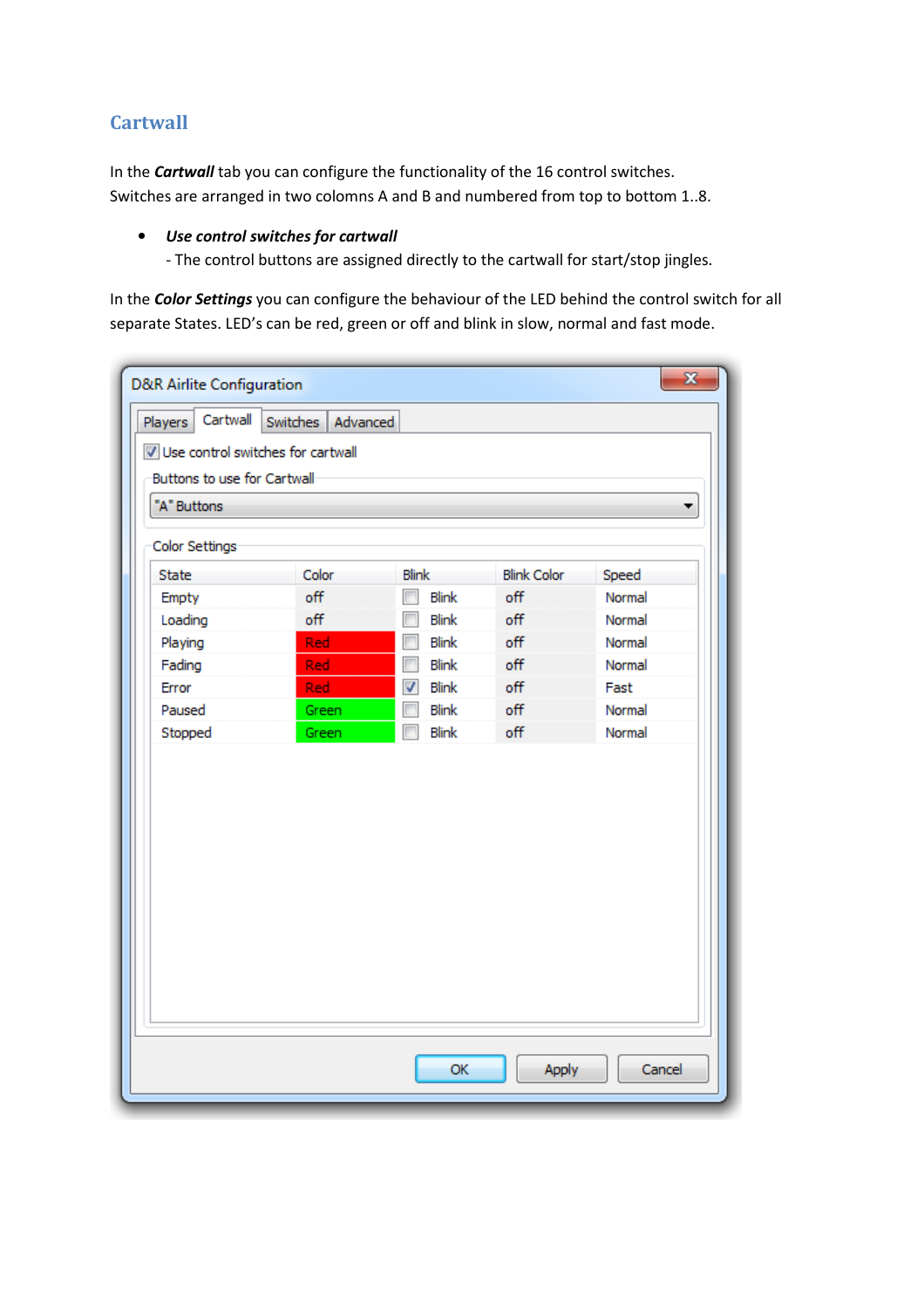## Cartwall

In the ***Cartwall*** tab you can configure the functionality of the 16 control switches. Switches are arranged in two colomns A and B and numbered from top to bottom 1..8.

- ***Use control switches for cartwall***
  - The control buttons are assigned directly to the cartwall for start/stop jingles.

In the ***Color Settings*** you can configure the behaviour of the LED behind the control switch for all separate States. LED's can be red, green or off and blink in slow, normal and fast mode.

D&R Airlite Configuration

Players | Cartwall | Switches | Advanced

☑ Use control switches for cartwall

Buttons to use for Cartwall

"A" Buttons

Color Settings

| State | Color | Blink | Blink Color | Speed |
|---|---|---|---|---|
| Empty | off | ☐ Blink | off | Normal |
| Loading | off | ☐ Blink | off | Normal |
| Playing | Red | ☐ Blink | off | Normal |
| Fading | Red | ☐ Blink | off | Normal |
| Error | Red | ☑ Blink | off | Fast |
| Paused | Green | ☐ Blink | off | Normal |
| Stopped | Green | ☐ Blink | off | Normal |

OK | Apply | Cancel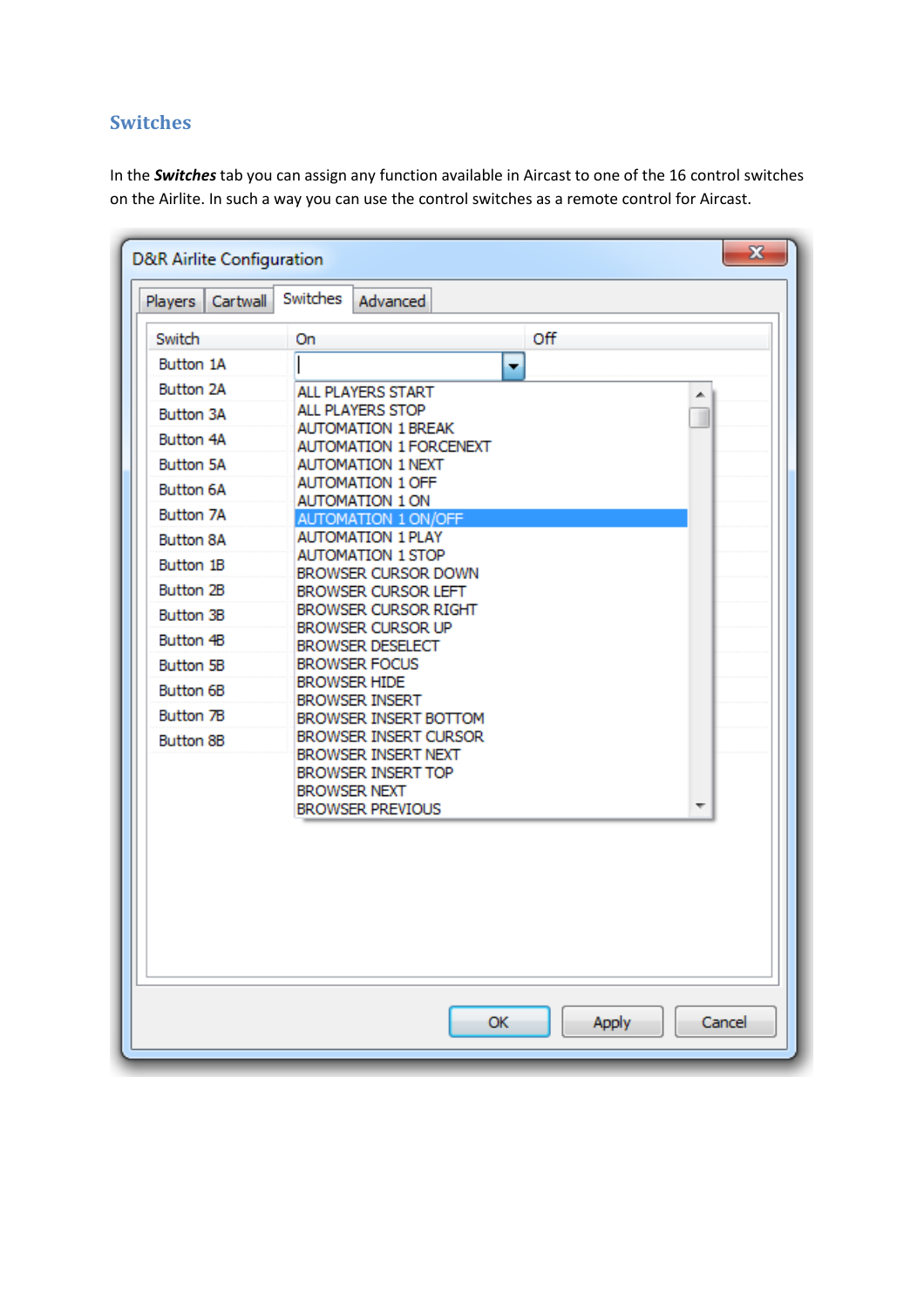## Switches

In the ***Switches*** tab you can assign any function available in Aircast to one of the 16 control switches on the Airlite. In such a way you can use the control switches as a remote control for Aircast.

D&R Airlite Configuration

Players | Cartwall | Switches | Advanced

| Switch | On | Off |
|---|---|---|
| Button 1A | | |
| Button 2A | | |
| Button 3A | | |
| Button 4A | | |
| Button 5A | | |
| Button 6A | | |
| Button 7A | | |
| Button 8A | | |
| Button 1B | | |
| Button 2B | | |
| Button 3B | | |
| Button 4B | | |
| Button 5B | | |
| Button 6B | | |
| Button 7B | | |
| Button 8B | | |

ALL PLAYERS START
ALL PLAYERS STOP
AUTOMATION 1 BREAK
AUTOMATION 1 FORCENEXT
AUTOMATION 1 NEXT
AUTOMATION 1 OFF
AUTOMATION 1 ON
AUTOMATION 1 ON/OFF
AUTOMATION 1 PLAY
AUTOMATION 1 STOP
BROWSER CURSOR DOWN
BROWSER CURSOR LEFT
BROWSER CURSOR RIGHT
BROWSER CURSOR UP
BROWSER DESELECT
BROWSER FOCUS
BROWSER HIDE
BROWSER INSERT
BROWSER INSERT BOTTOM
BROWSER INSERT CURSOR
BROWSER INSERT NEXT
BROWSER INSERT TOP
BROWSER NEXT
BROWSER PREVIOUS

OK | Apply | Cancel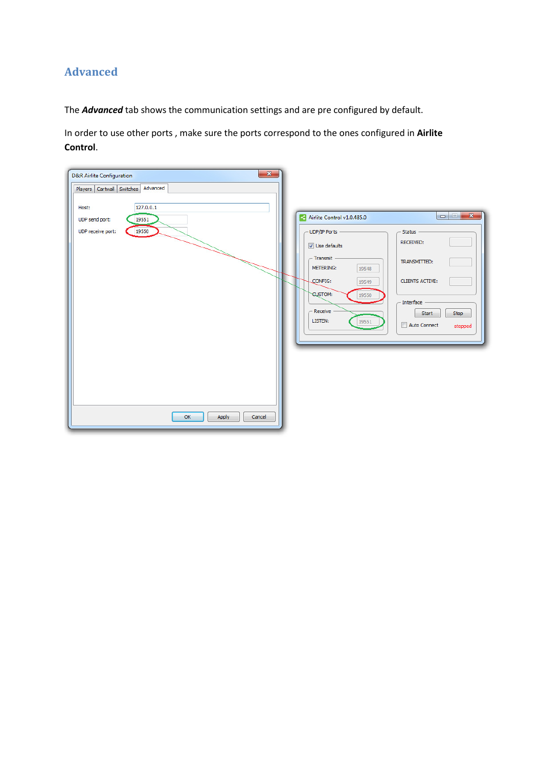## Advanced

The ***Advanced*** tab shows the communication settings and are pre configured by default.

In order to use other ports , make sure the ports correspond to the ones configured in **Airlite Control**.